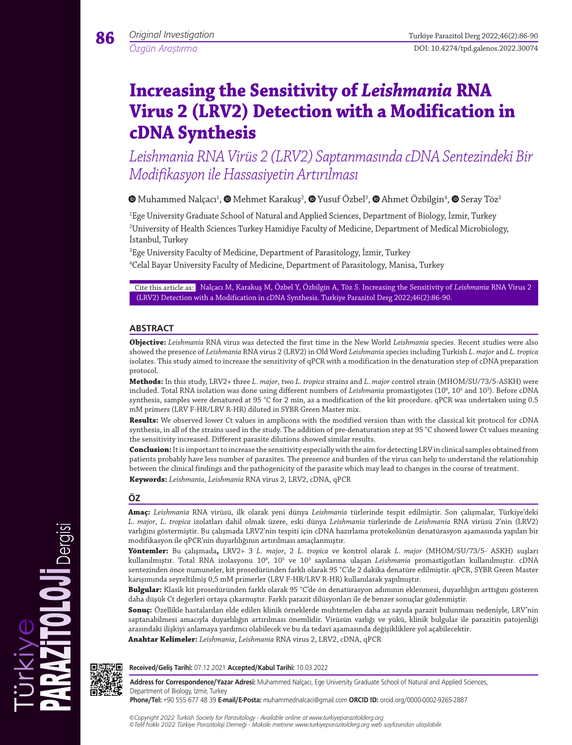Original Investigation

Özgün Araştırma

# Increasing the Sensitivity of *Leishmania* RNA Virus 2 (LRV2) Detection with a Modification in cDNA Synthesis

## *Leishmania RNA Virüs 2 (LRV2) Saptanmasında cDNA Sentezindeki Bir Modifikasyon ile Hassasiyetin Artırılması*

Muhammed Nalçacı[1], Mehmet Karakuş[2], Yusuf Özbel[3], Ahmet Özbilgin[4], Seray Töz[3]

[1]Ege University Graduate School of Natural and Applied Sciences, Department of Biology, İzmir, Turkey

[2]University of Health Sciences Turkey Hamidiye Faculty of Medicine, Department of Medical Microbiology, İstanbul, Turkey

[3]Ege University Faculty of Medicine, Department of Parasitology, İzmir, Turkey

[4]Celal Bayar University Faculty of Medicine, Department of Parasitology, Manisa, Turkey

Cite this article as: Nalçacı M, Karakuş M, Özbel Y, Özbilgin A, Töz S. Increasing the Sensitivity of *Leishmania* RNA Virus 2 (LRV2) Detection with a Modification in cDNA Synthesis. Turkiye Parazitol Derg 2022;46(2):86-90.

## ABSTRACT

**Objective:** *Leishmania* RNA virus was detected the first time in the New World *Leishmania* species. Recent studies were also showed the presence of *Leishmania* RNA virus 2 (LRV2) in Old Word *Leishmania* species including Turkish *L. major* and *L. tropica* isolates. This study aimed to increase the sensitivity of qPCR with a modification in the denaturation step of cDNA preparation protocol.

**Methods:** In this study, LRV2+ three *L. major*, two *L. tropica* strains and *L. major* control strain (MHOM/SU/73/5-ASKH) were included. Total RNA isolation was done using different numbers of *Leishmania* promastigotes ($10^8$, $10^5$ and $10^3$). Before cDNA synthesis, samples were denatured at 95 °C for 2 min, as a modification of the kit procedure. qPCR was undertaken using 0.5 mM primers (LRV F-HR/LRV R-HR) diluted in SYBR Green Master mix.

**Results:** We observed lower Ct values in amplicons with the modified version than with the classical kit protocol for cDNA synthesis, in all of the strains used in the study. The addition of pre-denaturation step at 95 °C showed lower Ct values meaning the sensitivity increased. Different parasite dilutions showed similar results.

**Conclusion:** It is important to increase the sensitivity especially with the aim for detecting LRV in clinical samples obtained from patients probably have less number of parasites. The presence and burden of the virus can help to understand the relationship between the clinical findings and the pathogenicity of the parasite which may lead to changes in the course of treatment.

**Keywords:** *Leishmania*, *Leishmania* RNA virus 2, LRV2, cDNA, qPCR

## ÖZ

**Amaç:** *Leishmania* RNA virüsü, ilk olarak yeni dünya *Leishmania* türlerinde tespit edilmiştir. Son çalışmalar, Türkiye'deki *L. major*, *L. tropica* izolatları dahil olmak üzere, eski dünya *Leishmania* türlerinde de *Leishmania* RNA virüsü 2'nin (LRV2) varlığını göstermiştir. Bu çalışmada LRV2'nin tespiti için cDNA hazırlama protokolünün denatürasyon aşamasında yapılan bir modifikasyon ile qPCR'nin duyarlılığının artırılması amaçlanmıştır.

**Yöntemler:** Bu çalışmada**,** LRV2+ 3 *L. major*, 2 *L. tropica* ve kontrol olarak *L. major* (MHOM/SU/73/5- ASKH) suşları kullanılmıştır. Total RNA izolasyonu $10^8$, $10^5$ ve $10^3$ sayılarına ulaşan *Leishmania* promastigotları kullanılmıştır. cDNA sentezinden önce numuneler, kit prosedüründen farklı olarak 95 °C'de 2 dakika denatüre edilmiştir. qPCR, SYBR Green Master karışımında seyreltilmiş 0,5 mM primerler (LRV F-HR/LRV R-HR) kullanılarak yapılmıştır.

**Bulgular:** Klasik kit prosedüründen farklı olarak 95 °C'de ön denatürasyon adımının eklenmesi, duyarlılığın arttığını gösteren daha düşük Ct değerleri ortaya çıkarmıştır. Farklı parazit dilüsyonları ile de benzer sonuçlar gözlemlenmiştir.

**Sonuç:** Özellikle hastalardan elde edilen klinik örneklerde muhtemelen daha az sayıda parazit bulunması nedeniyle, LRV'nin saptanabilmesi amacıyla duyarlılığın artırılması önemlidir. Virüsün varlığı ve yükü, klinik bulgular ile parazitin patojenliği arasındaki ilişkiyi anlamaya yardımcı olabilecek ve bu da tedavi aşamasında değişikliklere yol açabilecektir.

**Anahtar Kelimeler:** *Leishmania*, *Leishmania* RNA virus 2, LRV2, cDNA, qPCR

**Received/Geliş Tarihi:** 07.12.2021 **Accepted/Kabul Tarihi:** 10.03.2022

**Address for Correspondence/Yazar Adresi:** Muhammed Nalçacı, Ege University Graduate School of Natural and Applied Sciences, Department of Biology, İzmir, Turkey

**Phone/Tel:** +90 555 677 48 39 **E-mail/E-Posta:** muhammednalcaci@gmail.com **ORCID ID:** orcid.org/0000-0002-9265-2887

*©Copyright 2022 Turkish Society for Parasitology - Available online at www.turkiyeparazitolderg.org*
*©Telif hakkı 2022 Türkiye Parazitoloji Derneği - Makale metnine www.turkiyeparazitolderg.org web sayfasından ulaşılabilir.*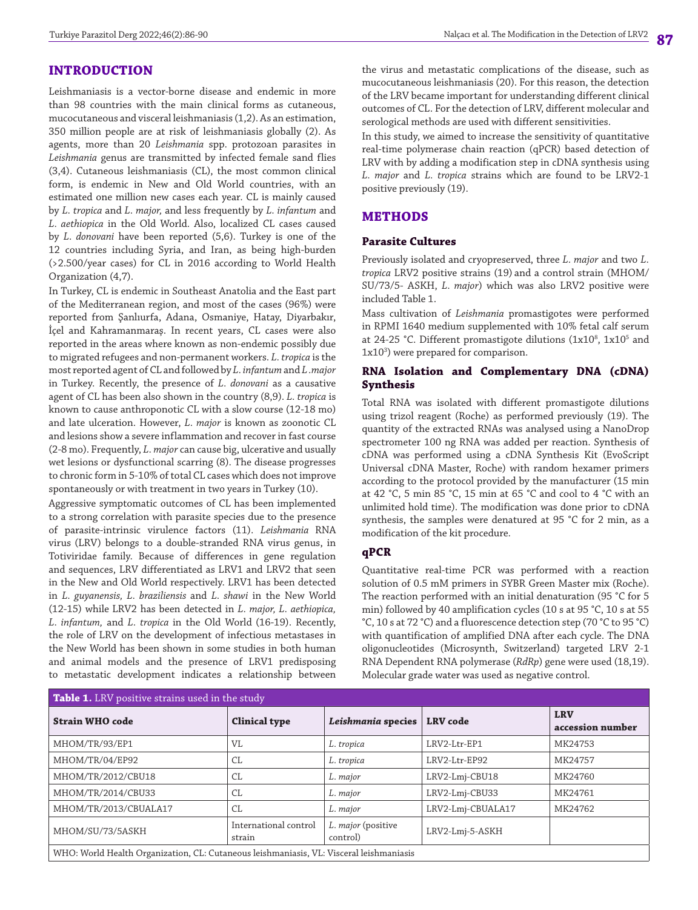## INTRODUCTION

Leishmaniasis is a vector-borne disease and endemic in more than 98 countries with the main clinical forms as cutaneous, mucocutaneous and visceral leishmaniasis (1,2). As an estimation, 350 million people are at risk of leishmaniasis globally (2). As agents, more than 20 *Leishmania* spp. protozoan parasites in *Leishmania* genus are transmitted by infected female sand flies (3,4). Cutaneous leishmaniasis (CL), the most common clinical form, is endemic in New and Old World countries, with an estimated one million new cases each year. CL is mainly caused by *L. tropica* and *L. major,* and less frequently by *L. infantum* and *L. aethiopica* in the Old World. Also, localized CL cases caused by *L. donovani* have been reported (5,6). Turkey is one of the 12 countries including Syria, and Iran, as being high-burden (>2.500/year cases) for CL in 2016 according to World Health Organization (4,7).

In Turkey, CL is endemic in Southeast Anatolia and the East part of the Mediterranean region, and most of the cases (96%) were reported from Şanlıurfa, Adana, Osmaniye, Hatay, Diyarbakır, İçel and Kahramanmaraş. In recent years, CL cases were also reported in the areas where known as non-endemic possibly due to migrated refugees and non-permanent workers. *L. tropica* is the most reported agent of CL and followed by *L. infantum* and *L .major* in Turkey. Recently, the presence of *L. donovani* as a causative agent of CL has been also shown in the country (8,9). *L. tropica* is known to cause anthroponotic CL with a slow course (12-18 mo) and late ulceration. However, *L. major* is known as zoonotic CL and lesions show a severe inflammation and recover in fast course (2-8 mo). Frequently, *L. major* can cause big, ulcerative and usually wet lesions or dysfunctional scarring (8). The disease progresses to chronic form in 5-10% of total CL cases which does not improve spontaneously or with treatment in two years in Turkey (10).

Aggressive symptomatic outcomes of CL has been implemented to a strong correlation with parasite species due to the presence of parasite-intrinsic virulence factors (11). *Leishmania* RNA virus (LRV) belongs to a double-stranded RNA virus genus, in Totiviridae family. Because of differences in gene regulation and sequences, LRV differentiated as LRV1 and LRV2 that seen in the New and Old World respectively. LRV1 has been detected in *L. guyanensis, L. braziliensis* and *L. shawi* in the New World (12-15) while LRV2 has been detected in *L. major, L. aethiopica, L. infantum,* and *L. tropica* in the Old World (16-19). Recently, the role of LRV on the development of infectious metastases in the New World has been shown in some studies in both human and animal models and the presence of LRV1 predisposing to metastatic development indicates a relationship between the virus and metastatic complications of the disease, such as mucocutaneous leishmaniasis (20). For this reason, the detection of the LRV became important for understanding different clinical outcomes of CL. For the detection of LRV, different molecular and serological methods are used with different sensitivities.

In this study, we aimed to increase the sensitivity of quantitative real-time polymerase chain reaction (qPCR) based detection of LRV with by adding a modification step in cDNA synthesis using *L. major* and *L. tropica* strains which are found to be LRV2-1 positive previously (19).

## METHODS

### Parasite Cultures

Previously isolated and cryopreserved, three *L. major* and two *L. tropica* LRV2 positive strains (19) and a control strain (MHOM/SU/73/5- ASKH, *L. major*) which was also LRV2 positive were included Table 1.

Mass cultivation of *Leishmania* promastigotes were performed in RPMI 1640 medium supplemented with 10% fetal calf serum at 24-25 °C. Different promastigote dilutions ($1x10^8$, $1x10^5$ and $1x10^3$) were prepared for comparison.

### RNA Isolation and Complementary DNA (cDNA) Synthesis

Total RNA was isolated with different promastigote dilutions using trizol reagent (Roche) as performed previously (19). The quantity of the extracted RNAs was analysed using a NanoDrop spectrometer 100 ng RNA was added per reaction. Synthesis of cDNA was performed using a cDNA Synthesis Kit (EvoScript Universal cDNA Master, Roche) with random hexamer primers according to the protocol provided by the manufacturer (15 min at 42 °C, 5 min 85 °C, 15 min at 65 °C and cool to 4 °C with an unlimited hold time). The modification was done prior to cDNA synthesis, the samples were denatured at 95 °C for 2 min, as a modification of the kit procedure.

### qPCR

Quantitative real-time PCR was performed with a reaction solution of 0.5 mM primers in SYBR Green Master mix (Roche). The reaction performed with an initial denaturation (95 °C for 5 min) followed by 40 amplification cycles (10 s at 95 °C, 10 s at 55 °C, 10 s at 72 °C) and a fluorescence detection step (70 °C to 95 °C) with quantification of amplified DNA after each cycle. The DNA oligonucleotides (Microsynth, Switzerland) targeted LRV 2-1 RNA Dependent RNA polymerase (*RdRp*) gene were used (18,19). Molecular grade water was used as negative control.

**Table 1.** LRV positive strains used in the study

| Strain WHO code | Clinical type | *Leishmania* species | LRV code | LRV accession number |
|---|---|---|---|---|
| MHOM/TR/93/EP1 | VL | *L. tropica* | LRV2-Ltr-EP1 | MK24753 |
| MHOM/TR/04/EP92 | CL | *L. tropica* | LRV2-Ltr-EP92 | MK24757 |
| MHOM/TR/2012/CBU18 | CL | *L. major* | LRV2-Lmj-CBU18 | MK24760 |
| MHOM/TR/2014/CBU33 | CL | *L. major* | LRV2-Lmj-CBU33 | MK24761 |
| MHOM/TR/2013/CBUALA17 | CL | *L. major* | LRV2-Lmj-CBUALA17 | MK24762 |
| MHOM/SU/73/5ASKH | International control strain | *L. major* (positive control) | LRV2-Lmj-5-ASKH | |

WHO: World Health Organization, CL: Cutaneous leishmaniasis, VL: Visceral leishmaniasis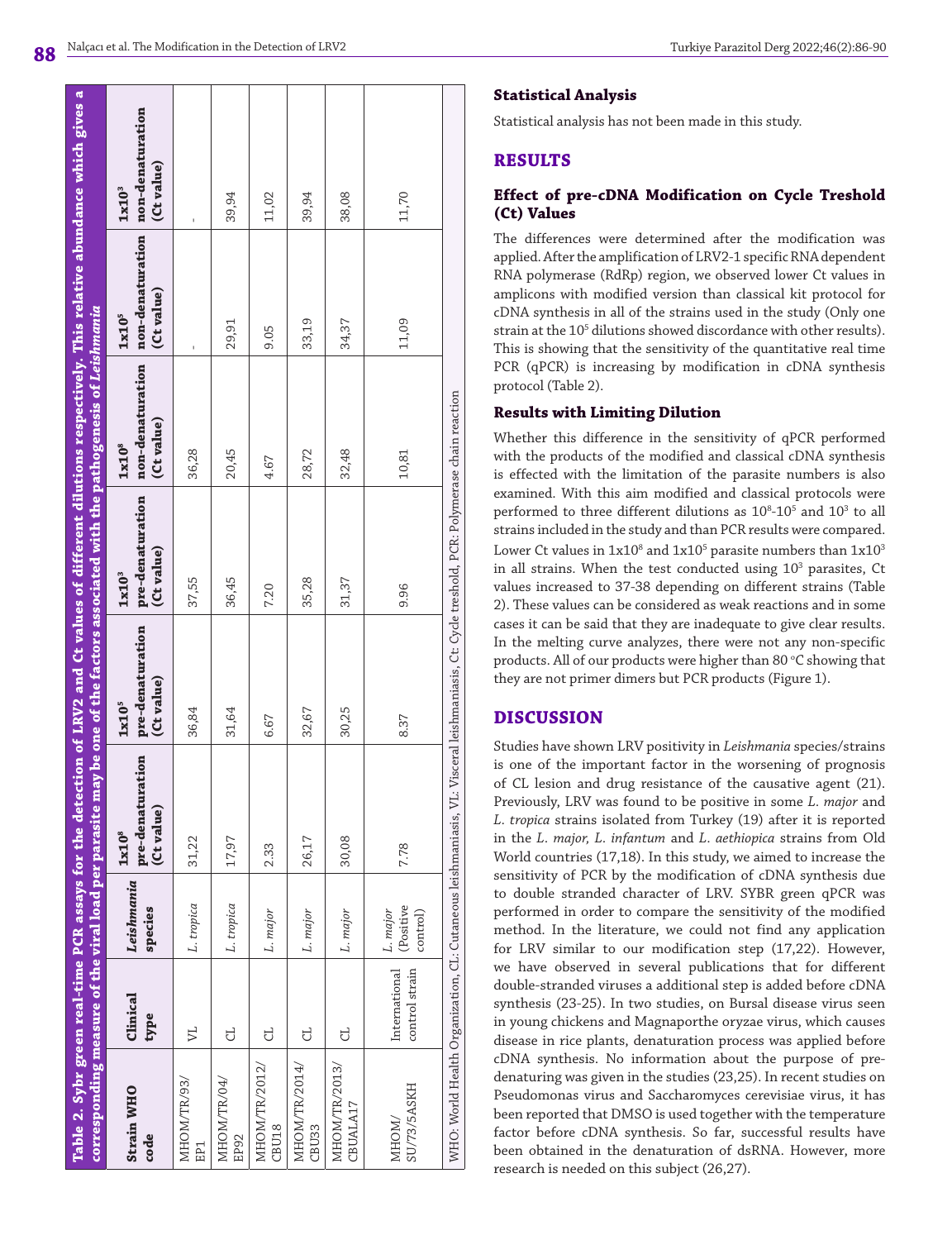**Table 2. Sybr green real-time PCR assays for the detection of LRV2 and Ct values of different dilutions respectively. This relative abundance which gives a corresponding measure of the viral load per parasite may be one of the factors associated with the pathogenesis of *Leishmania***

| Strain WHO code | Clinical type | *Leishmania* species | $1x10^8$ pre-denaturation (Ct value) | $1x10^5$ pre-denaturation (Ct value) | $1x10^3$ pre-denaturation (Ct value) | $1x10^8$ non-denaturation (Ct value) | $1x10^5$ non-denaturation (Ct value) | $1x10^3$ non-denaturation (Ct value) |
|---|---|---|---|---|---|---|---|---|
| MHOM/TR/93/EP1 | VL | *L. tropica* | 31,22 | 36,84 | 37,55 | 36,28 | - | - |
| MHOM/TR/04/EP92 | CL | *L. tropica* | 17,97 | 31,64 | 36,45 | 20,45 | 29,91 | 39,94 |
| MHOM/TR/2012/CBU18 | CL | *L. major* | 2.33 | 6.67 | 7.20 | 4.67 | 9.05 | 11,02 |
| MHOM/TR/2014/CBU33 | CL | *L. major* | 26,17 | 32,67 | 35,28 | 28,72 | 33,19 | 39,94 |
| MHOM/TR/2013/CBUALA17 | CL | *L. major* | 30,08 | 30,25 | 31,37 | 32,48 | 34,37 | 38,08 |
| MHOM/SU/73/5ASKH | International control strain | *L. major* (Positive control) | 7.78 | 8.37 | 9.96 | 10,81 | 11,09 | 11,70 |

WHO: World Health Organization, CL: Cutaneous leishmaniasis, VL: Visceral leishmaniasis, Ct: Cycle treshold, PCR: Polymerase chain reaction

### Statistical Analysis

Statistical analysis has not been made in this study.

## RESULTS

### Effect of pre-cDNA Modification on Cycle Treshold (Ct) Values

The differences were determined after the modification was applied. After the amplification of LRV2-1 specific RNA dependent RNA polymerase (RdRp) region, we observed lower Ct values in amplicons with modified version than classical kit protocol for cDNA synthesis in all of the strains used in the study (Only one strain at the $10^5$ dilutions showed discordance with other results). This is showing that the sensitivity of the quantitative real time PCR (qPCR) is increasing by modification in cDNA synthesis protocol (Table 2).

### Results with Limiting Dilution

Whether this difference in the sensitivity of qPCR performed with the products of the modified and classical cDNA synthesis is effected with the limitation of the parasite numbers is also examined. With this aim modified and classical protocols were performed to three different dilutions as $10^8$-$10^5$ and $10^3$ to all strains included in the study and than PCR results were compared. Lower Ct values in $1x10^8$ and $1x10^5$ parasite numbers than $1x10^3$ in all strains. When the test conducted using $10^3$ parasites, Ct values increased to 37-38 depending on different strains (Table 2). These values can be considered as weak reactions and in some cases it can be said that they are inadequate to give clear results. In the melting curve analyzes, there were not any non-specific products. All of our products were higher than 80 °C showing that they are not primer dimers but PCR products (Figure 1).

## DISCUSSION

Studies have shown LRV positivity in *Leishmania* species/strains is one of the important factor in the worsening of prognosis of CL lesion and drug resistance of the causative agent (21). Previously, LRV was found to be positive in some *L. major* and *L. tropica* strains isolated from Turkey (19) after it is reported in the *L. major, L. infantum* and *L. aethiopica* strains from Old World countries (17,18). In this study, we aimed to increase the sensitivity of PCR by the modification of cDNA synthesis due to double stranded character of LRV. SYBR green qPCR was performed in order to compare the sensitivity of the modified method. In the literature, we could not find any application for LRV similar to our modification step (17,22). However, we have observed in several publications that for different double-stranded viruses a additional step is added before cDNA synthesis (23-25). In two studies, on Bursal disease virus seen in young chickens and Magnaporthe oryzae virus, which causes disease in rice plants, denaturation process was applied before cDNA synthesis. No information about the purpose of pre-denaturing was given in the studies (23,25). In recent studies on Pseudomonas virus and Saccharomyces cerevisiae virus, it has been reported that DMSO is used together with the temperature factor before cDNA synthesis. So far, successful results have been obtained in the denaturation of dsRNA. However, more research is needed on this subject (26,27).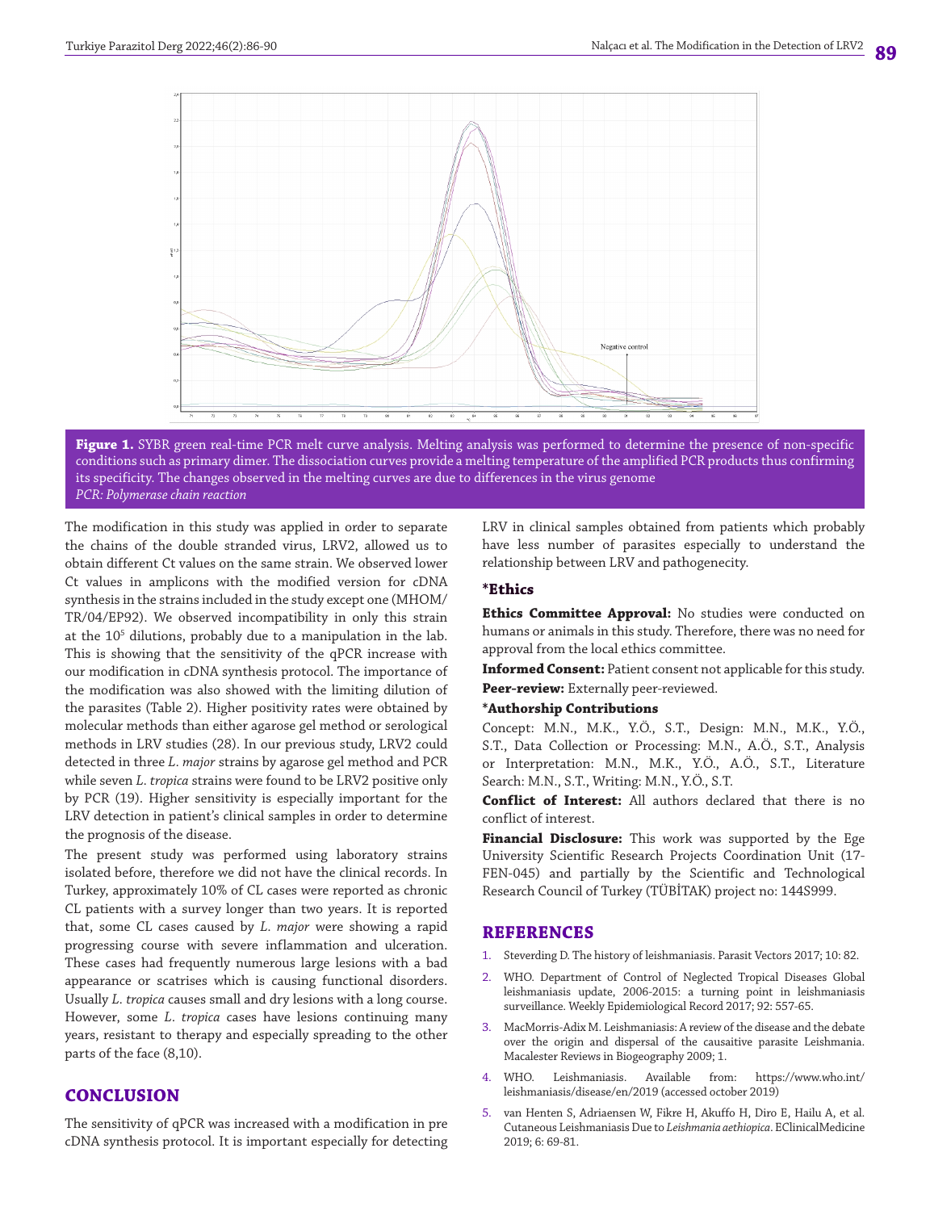**Figure 1.** SYBR green real-time PCR melt curve analysis. Melting analysis was performed to determine the presence of non-specific conditions such as primary dimer. The dissociation curves provide a melting temperature of the amplified PCR products thus confirming its specificity. The changes observed in the melting curves are due to differences in the virus genome
*PCR: Polymerase chain reaction*

The modification in this study was applied in order to separate the chains of the double stranded virus, LRV2, allowed us to obtain different Ct values on the same strain. We observed lower Ct values in amplicons with the modified version for cDNA synthesis in the strains included in the study except one (MHOM/TR/04/EP92). We observed incompatibility in only this strain at the $10^5$ dilutions, probably due to a manipulation in the lab. This is showing that the sensitivity of the qPCR increase with our modification in cDNA synthesis protocol. The importance of the modification was also showed with the limiting dilution of the parasites (Table 2). Higher positivity rates were obtained by molecular methods than either agarose gel method or serological methods in LRV studies (28). In our previous study, LRV2 could detected in three *L. major* strains by agarose gel method and PCR while seven *L. tropica* strains were found to be LRV2 positive only by PCR (19). Higher sensitivity is especially important for the LRV detection in patient's clinical samples in order to determine the prognosis of the disease.

The present study was performed using laboratory strains isolated before, therefore we did not have the clinical records. In Turkey, approximately 10% of CL cases were reported as chronic CL patients with a survey longer than two years. It is reported that, some CL cases caused by *L. major* were showing a rapid progressing course with severe inflammation and ulceration. These cases had frequently numerous large lesions with a bad appearance or scatrises which is causing functional disorders. Usually *L. tropica* causes small and dry lesions with a long course. However, some *L. tropica* cases have lesions continuing many years, resistant to therapy and especially spreading to the other parts of the face (8,10).

## CONCLUSION

The sensitivity of qPCR was increased with a modification in pre cDNA synthesis protocol. It is important especially for detecting LRV in clinical samples obtained from patients which probably have less number of parasites especially to understand the relationship between LRV and pathogenecity.

### *Ethics

**Ethics Committee Approval:** No studies were conducted on humans or animals in this study. Therefore, there was no need for approval from the local ethics committee.

**Informed Consent:** Patient consent not applicable for this study.

**Peer-review:** Externally peer-reviewed.

**\*Authorship Contributions**

Concept: M.N., M.K., Y.Ö., S.T., Design: M.N., M.K., Y.Ö., S.T., Data Collection or Processing: M.N., A.Ö., S.T., Analysis or Interpretation: M.N., M.K., Y.Ö., A.Ö., S.T., Literature Search: M.N., S.T., Writing: M.N., Y.Ö., S.T.

**Conflict of Interest:** All authors declared that there is no conflict of interest.

**Financial Disclosure:** This work was supported by the Ege University Scientific Research Projects Coordination Unit (17-FEN-045) and partially by the Scientific and Technological Research Council of Turkey (TÜBİTAK) project no: 144S999.

## REFERENCES

1. Steverding D. The history of leishmaniasis. Parasit Vectors 2017; 10: 82.
2. WHO. Department of Control of Neglected Tropical Diseases Global leishmaniasis update, 2006-2015: a turning point in leishmaniasis surveillance. Weekly Epidemiological Record 2017; 92: 557-65.
3. MacMorris-Adix M. Leishmaniasis: A review of the disease and the debate over the origin and dispersal of the causaitive parasite Leishmania. Macalester Reviews in Biogeography 2009; 1.
4. WHO. Leishmaniasis. Available from: https://www.who.int/leishmaniasis/disease/en/2019 (accessed october 2019)
5. van Henten S, Adriaensen W, Fikre H, Akuffo H, Diro E, Hailu A, et al. Cutaneous Leishmaniasis Due to *Leishmania aethiopica*. EClinicalMedicine 2019; 6: 69-81.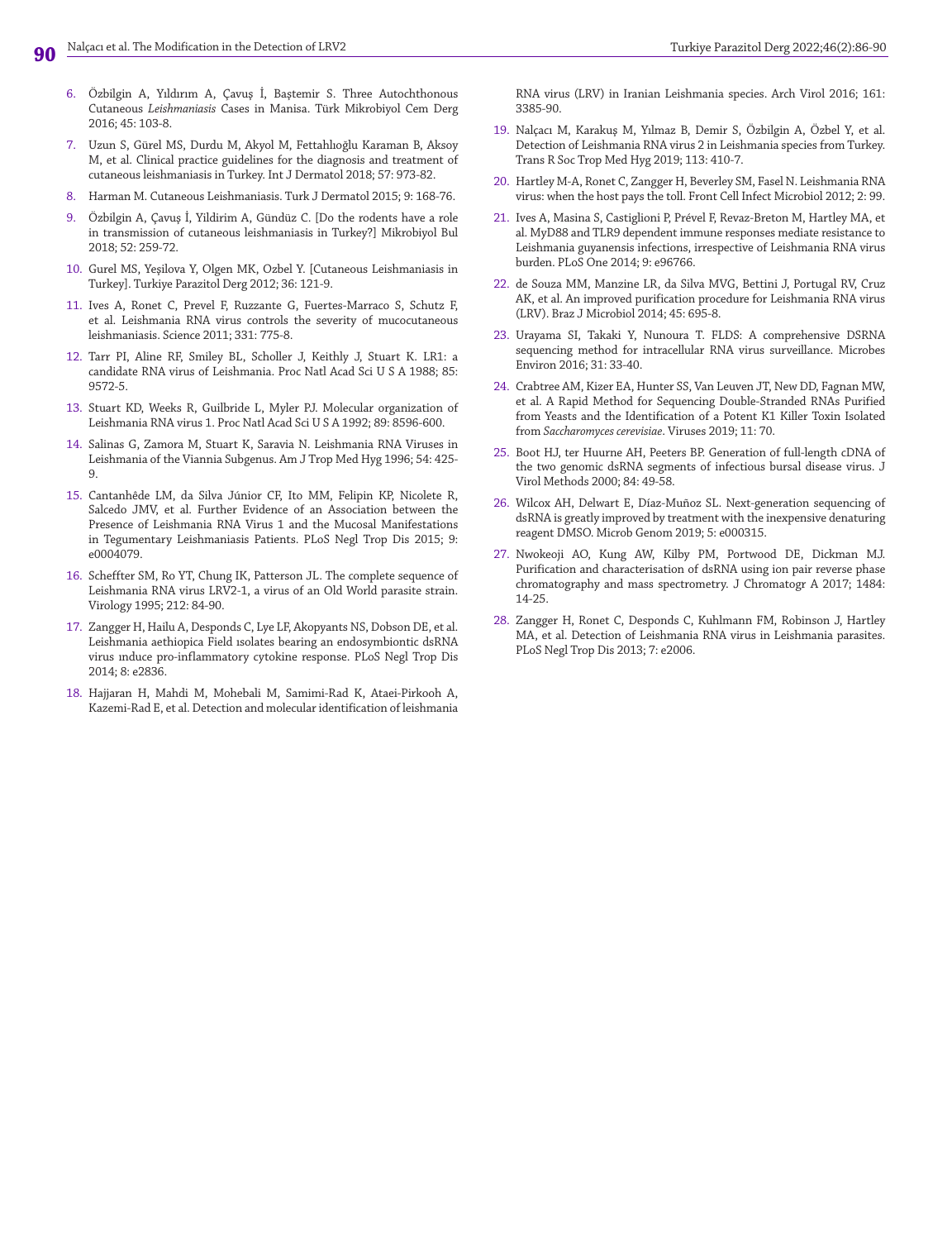6. Özbilgin A, Yıldırım A, Çavuş İ, Baştemir S. Three Autochthonous Cutaneous *Leishmaniasis* Cases in Manisa. Türk Mikrobiyol Cem Derg 2016; 45: 103-8.

7. Uzun S, Gürel MS, Durdu M, Akyol M, Fettahlıoğlu Karaman B, Aksoy M, et al. Clinical practice guidelines for the diagnosis and treatment of cutaneous leishmaniasis in Turkey. Int J Dermatol 2018; 57: 973-82.

8. Harman M. Cutaneous Leishmaniasis. Turk J Dermatol 2015; 9: 168-76.

9. Özbilgin A, Çavuş İ, Yildirim A, Gündüz C. [Do the rodents have a role in transmission of cutaneous leishmaniasis in Turkey?] Mikrobiyol Bul 2018; 52: 259-72.

10. Gurel MS, Yeşilova Y, Olgen MK, Ozbel Y. [Cutaneous Leishmaniasis in Turkey]. Turkiye Parazitol Derg 2012; 36: 121-9.

11. Ives A, Ronet C, Prevel F, Ruzzante G, Fuertes-Marraco S, Schutz F, et al. Leishmania RNA virus controls the severity of mucocutaneous leishmaniasis. Science 2011; 331: 775-8.

12. Tarr PI, Aline RF, Smiley BL, Scholler J, Keithly J, Stuart K. LR1: a candidate RNA virus of Leishmania. Proc Natl Acad Sci U S A 1988; 85: 9572-5.

13. Stuart KD, Weeks R, Guilbride L, Myler PJ. Molecular organization of Leishmania RNA virus 1. Proc Natl Acad Sci U S A 1992; 89: 8596-600.

14. Salinas G, Zamora M, Stuart K, Saravia N. Leishmania RNA Viruses in Leishmania of the Viannia Subgenus. Am J Trop Med Hyg 1996; 54: 425-9.

15. Cantanhêde LM, da Silva Júnior CF, Ito MM, Felipin KP, Nicolete R, Salcedo JMV, et al. Further Evidence of an Association between the Presence of Leishmania RNA Virus 1 and the Mucosal Manifestations in Tegumentary Leishmaniasis Patients. PLoS Negl Trop Dis 2015; 9: e0004079.

16. Scheffter SM, Ro YT, Chung IK, Patterson JL. The complete sequence of Leishmania RNA virus LRV2-1, a virus of an Old World parasite strain. Virology 1995; 212: 84-90.

17. Zangger H, Hailu A, Desponds C, Lye LF, Akopyants NS, Dobson DE, et al. Leishmania aethiopica Field ısolates bearing an endosymbiontic dsRNA virus ınduce pro-inflammatory cytokine response. PLoS Negl Trop Dis 2014; 8: e2836.

18. Hajjaran H, Mahdi M, Mohebali M, Samimi-Rad K, Ataei-Pirkooh A, Kazemi-Rad E, et al. Detection and molecular identification of leishmania RNA virus (LRV) in Iranian Leishmania species. Arch Virol 2016; 161: 3385-90.

19. Nalçacı M, Karakuş M, Yılmaz B, Demir S, Özbilgin A, Özbel Y, et al. Detection of Leishmania RNA virus 2 in Leishmania species from Turkey. Trans R Soc Trop Med Hyg 2019; 113: 410-7.

20. Hartley M-A, Ronet C, Zangger H, Beverley SM, Fasel N. Leishmania RNA virus: when the host pays the toll. Front Cell Infect Microbiol 2012; 2: 99.

21. Ives A, Masina S, Castiglioni P, Prével F, Revaz-Breton M, Hartley MA, et al. MyD88 and TLR9 dependent immune responses mediate resistance to Leishmania guyanensis infections, irrespective of Leishmania RNA virus burden. PLoS One 2014; 9: e96766.

22. de Souza MM, Manzine LR, da Silva MVG, Bettini J, Portugal RV, Cruz AK, et al. An improved purification procedure for Leishmania RNA virus (LRV). Braz J Microbiol 2014; 45: 695-8.

23. Urayama SI, Takaki Y, Nunoura T. FLDS: A comprehensive DSRNA sequencing method for intracellular RNA virus surveillance. Microbes Environ 2016; 31: 33-40.

24. Crabtree AM, Kizer EA, Hunter SS, Van Leuven JT, New DD, Fagnan MW, et al. A Rapid Method for Sequencing Double-Stranded RNAs Purified from Yeasts and the Identification of a Potent K1 Killer Toxin Isolated from *Saccharomyces cerevisiae*. Viruses 2019; 11: 70.

25. Boot HJ, ter Huurne AH, Peeters BP. Generation of full-length cDNA of the two genomic dsRNA segments of infectious bursal disease virus. J Virol Methods 2000; 84: 49-58.

26. Wilcox AH, Delwart E, Díaz-Muñoz SL. Next-generation sequencing of dsRNA is greatly improved by treatment with the inexpensive denaturing reagent DMSO. Microb Genom 2019; 5: e000315.

27. Nwokeoji AO, Kung AW, Kilby PM, Portwood DE, Dickman MJ. Purification and characterisation of dsRNA using ion pair reverse phase chromatography and mass spectrometry. J Chromatogr A 2017; 1484: 14-25.

28. Zangger H, Ronet C, Desponds C, Kuhlmann FM, Robinson J, Hartley MA, et al. Detection of Leishmania RNA virus in Leishmania parasites. PLoS Negl Trop Dis 2013; 7: e2006.